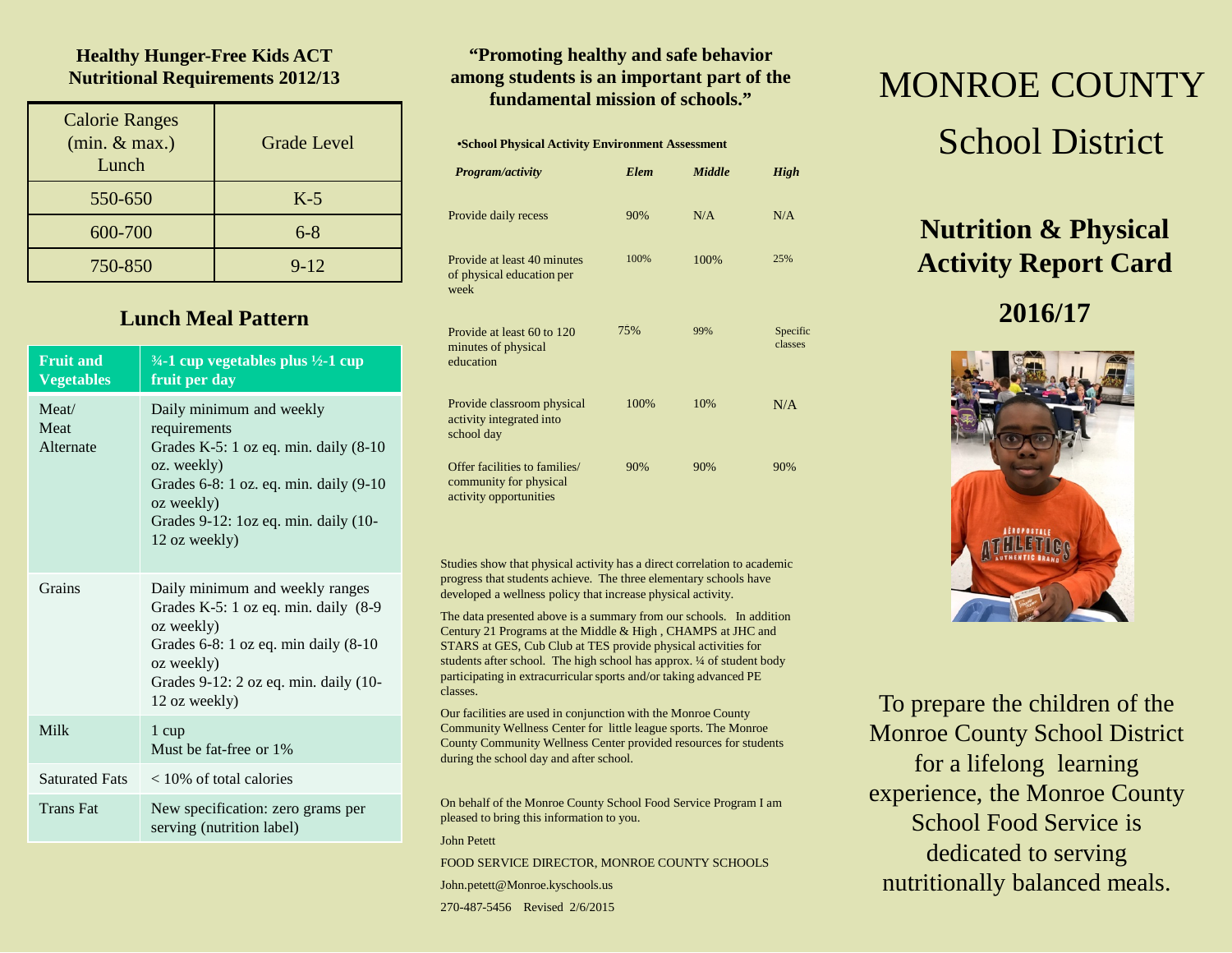### Healthy Hunger-Free Kids ACT Nutritional Requirements 2012/13

| Calorie Ranges (min. & max.) Lunch | Grade Level |
|---|---|
| 550-650 | K-5 |
| 600-700 | 6-8 |
| 750-850 | 9-12 |

### Lunch Meal Pattern

| Fruit and Vegetables | ¾-1 cup vegetables plus ½-1 cup fruit per day |
|---|---|
| Meat/ Meat Alternate | Daily minimum and weekly requirements<br>Grades K-5: 1 oz eq. min. daily (8-10 oz. weekly)<br>Grades 6-8: 1 oz. eq. min. daily (9-10 oz weekly)<br>Grades 9-12: 1oz eq. min. daily (10-12 oz weekly) |
| Grains | Daily minimum and weekly ranges<br>Grades K-5: 1 oz eq. min. daily (8-9 oz weekly)<br>Grades 6-8: 1 oz eq. min daily (8-10 oz weekly)<br>Grades 9-12: 2 oz eq. min. daily (10-12 oz weekly) |
| Milk | 1 cup<br>Must be fat-free or 1% |
| Saturated Fats | < 10% of total calories |
| Trans Fat | New specification: zero grams per serving (nutrition label) |

### "Promoting healthy and safe behavior among students is an important part of the fundamental mission of schools."

**•School Physical Activity Environment Assessment**

| *Program/activity* | *Elem* | *Middle* | *High* |
|---|---|---|---|
| Provide daily recess | 90% | N/A | N/A |
| Provide at least 40 minutes of physical education per week | 100% | 100% | 25% |
| Provide at least 60 to 120 minutes of physical education | 75% | 99% | Specific classes |
| Provide classroom physical activity integrated into school day | 100% | 10% | N/A |
| Offer facilities to families/ community for physical activity opportunities | 90% | 90% | 90% |

Studies show that physical activity has a direct correlation to academic progress that students achieve. The three elementary schools have developed a wellness policy that increase physical activity.

The data presented above is a summary from our schools. In addition Century 21 Programs at the Middle & High , CHAMPS at JHC and STARS at GES, Cub Club at TES provide physical activities for students after school. The high school has approx. ¼ of student body participating in extracurricular sports and/or taking advanced PE classes.

Our facilities are used in conjunction with the Monroe County Community Wellness Center for little league sports. The Monroe County Community Wellness Center provided resources for students during the school day and after school.

On behalf of the Monroe County School Food Service Program I am pleased to bring this information to you.

John Petett

FOOD SERVICE DIRECTOR, MONROE COUNTY SCHOOLS

John.petett@Monroe.kyschools.us

270-487-5456 Revised 2/6/2015

# MONROE COUNTY School District

## Nutrition & Physical Activity Report Card

## 2016/17

To prepare the children of the Monroe County School District for a lifelong learning experience, the Monroe County School Food Service is dedicated to serving nutritionally balanced meals.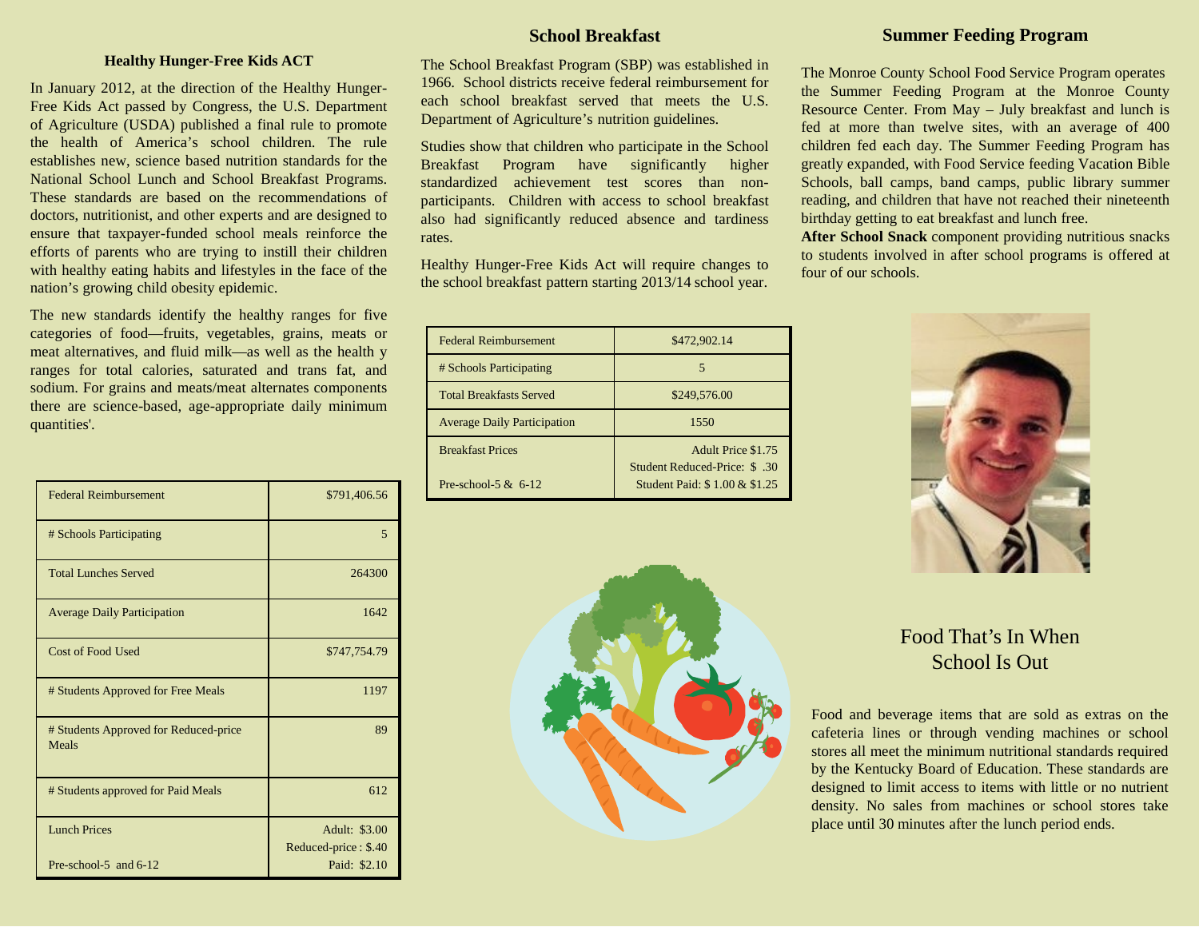### Healthy Hunger-Free Kids ACT

In January 2012, at the direction of the Healthy Hunger-Free Kids Act passed by Congress, the U.S. Department of Agriculture (USDA) published a final rule to promote the health of America's school children. The rule establishes new, science based nutrition standards for the National School Lunch and School Breakfast Programs. These standards are based on the recommendations of doctors, nutritionist, and other experts and are designed to ensure that taxpayer-funded school meals reinforce the efforts of parents who are trying to instill their children with healthy eating habits and lifestyles in the face of the nation's growing child obesity epidemic.

The new standards identify the healthy ranges for five categories of food—fruits, vegetables, grains, meats or meat alternatives, and fluid milk—as well as the health y ranges for total calories, saturated and trans fat, and sodium. For grains and meats/meat alternates components there are science-based, age-appropriate daily minimum quantities'.

| | |
|---|---|
| Federal Reimbursement | $791,406.56 |
| # Schools Participating | 5 |
| Total Lunches Served | 264300 |
| Average Daily Participation | 1642 |
| Cost of Food Used | $747,754.79 |
| # Students Approved for Free Meals | 1197 |
| # Students Approved for Reduced-price Meals | 89 |
| # Students approved for Paid Meals | 612 |
| Lunch Prices<br><br>Pre-school-5 and 6-12 | Adult: $3.00<br>Reduced-price : $.40<br>Paid: $2.10 |

## School Breakfast

The School Breakfast Program (SBP) was established in 1966. School districts receive federal reimbursement for each school breakfast served that meets the U.S. Department of Agriculture's nutrition guidelines.

Studies show that children who participate in the School Breakfast Program have significantly higher standardized achievement test scores than non-participants. Children with access to school breakfast also had significantly reduced absence and tardiness rates.

Healthy Hunger-Free Kids Act will require changes to the school breakfast pattern starting 2013/14 school year.

| | |
|---|---|
| Federal Reimbursement | $472,902.14 |
| # Schools Participating | 5 |
| Total Breakfasts Served | $249,576.00 |
| Average Daily Participation | 1550 |
| Breakfast Prices<br><br>Pre-school-5 & 6-12 | Adult Price $1.75<br>Student Reduced-Price: $ .30<br>Student Paid: $ 1.00 & $1.25 |

## Summer Feeding Program

The Monroe County School Food Service Program operates the Summer Feeding Program at the Monroe County Resource Center. From May – July breakfast and lunch is fed at more than twelve sites, with an average of 400 children fed each day. The Summer Feeding Program has greatly expanded, with Food Service feeding Vacation Bible Schools, ball camps, band camps, public library summer reading, and children that have not reached their nineteenth birthday getting to eat breakfast and lunch free.

**After School Snack** component providing nutritious snacks to students involved in after school programs is offered at four of our schools.

## Food That's In When School Is Out

Food and beverage items that are sold as extras on the cafeteria lines or through vending machines or school stores all meet the minimum nutritional standards required by the Kentucky Board of Education. These standards are designed to limit access to items with little or no nutrient density. No sales from machines or school stores take place until 30 minutes after the lunch period ends.